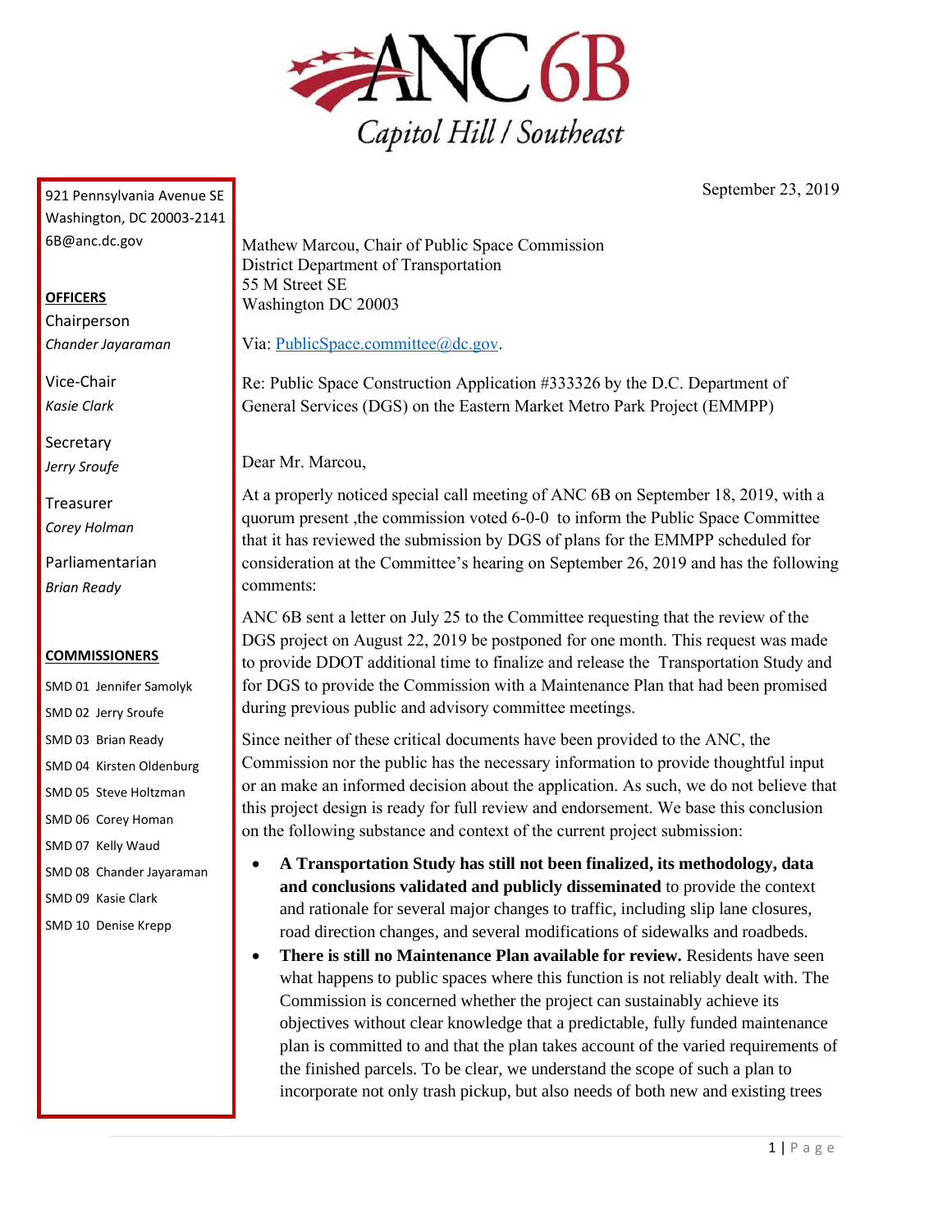# ANC 6B

Capitol Hill / Southeast

921 Pennsylvania Avenue SE
Washington, DC 20003-2141
6B@anc.dc.gov

**OFFICERS**

Chairperson
*Chander Jayaraman*

Vice-Chair
*Kasie Clark*

Secretary
*Jerry Sroufe*

Treasurer
*Corey Holman*

Parliamentarian
*Brian Ready*

**COMMISSIONERS**

SMD 01 Jennifer Samolyk
SMD 02 Jerry Sroufe
SMD 03 Brian Ready
SMD 04 Kirsten Oldenburg
SMD 05 Steve Holtzman
SMD 06 Corey Homan
SMD 07 Kelly Waud
SMD 08 Chander Jayaraman
SMD 09 Kasie Clark
SMD 10 Denise Krepp

September 23, 2019

Mathew Marcou, Chair of Public Space Commission
District Department of Transportation
55 M Street SE
Washington DC 20003

Via: PublicSpace.committee@dc.gov.

Re: Public Space Construction Application #333326 by the D.C. Department of General Services (DGS) on the Eastern Market Metro Park Project (EMMPP)

Dear Mr. Marcou,

At a properly noticed special call meeting of ANC 6B on September 18, 2019, with a quorum present ,the commission voted 6-0-0 to inform the Public Space Committee that it has reviewed the submission by DGS of plans for the EMMPP scheduled for consideration at the Committee's hearing on September 26, 2019 and has the following comments:

ANC 6B sent a letter on July 25 to the Committee requesting that the review of the DGS project on August 22, 2019 be postponed for one month. This request was made to provide DDOT additional time to finalize and release the Transportation Study and for DGS to provide the Commission with a Maintenance Plan that had been promised during previous public and advisory committee meetings.

Since neither of these critical documents have been provided to the ANC, the Commission nor the public has the necessary information to provide thoughtful input or an make an informed decision about the application. As such, we do not believe that this project design is ready for full review and endorsement. We base this conclusion on the following substance and context of the current project submission:

- **A Transportation Study has still not been finalized, its methodology, data and conclusions validated and publicly disseminated** to provide the context and rationale for several major changes to traffic, including slip lane closures, road direction changes, and several modifications of sidewalks and roadbeds.
- **There is still no Maintenance Plan available for review.** Residents have seen what happens to public spaces where this function is not reliably dealt with. The Commission is concerned whether the project can sustainably achieve its objectives without clear knowledge that a predictable, fully funded maintenance plan is committed to and that the plan takes account of the varied requirements of the finished parcels. To be clear, we understand the scope of such a plan to incorporate not only trash pickup, but also needs of both new and existing trees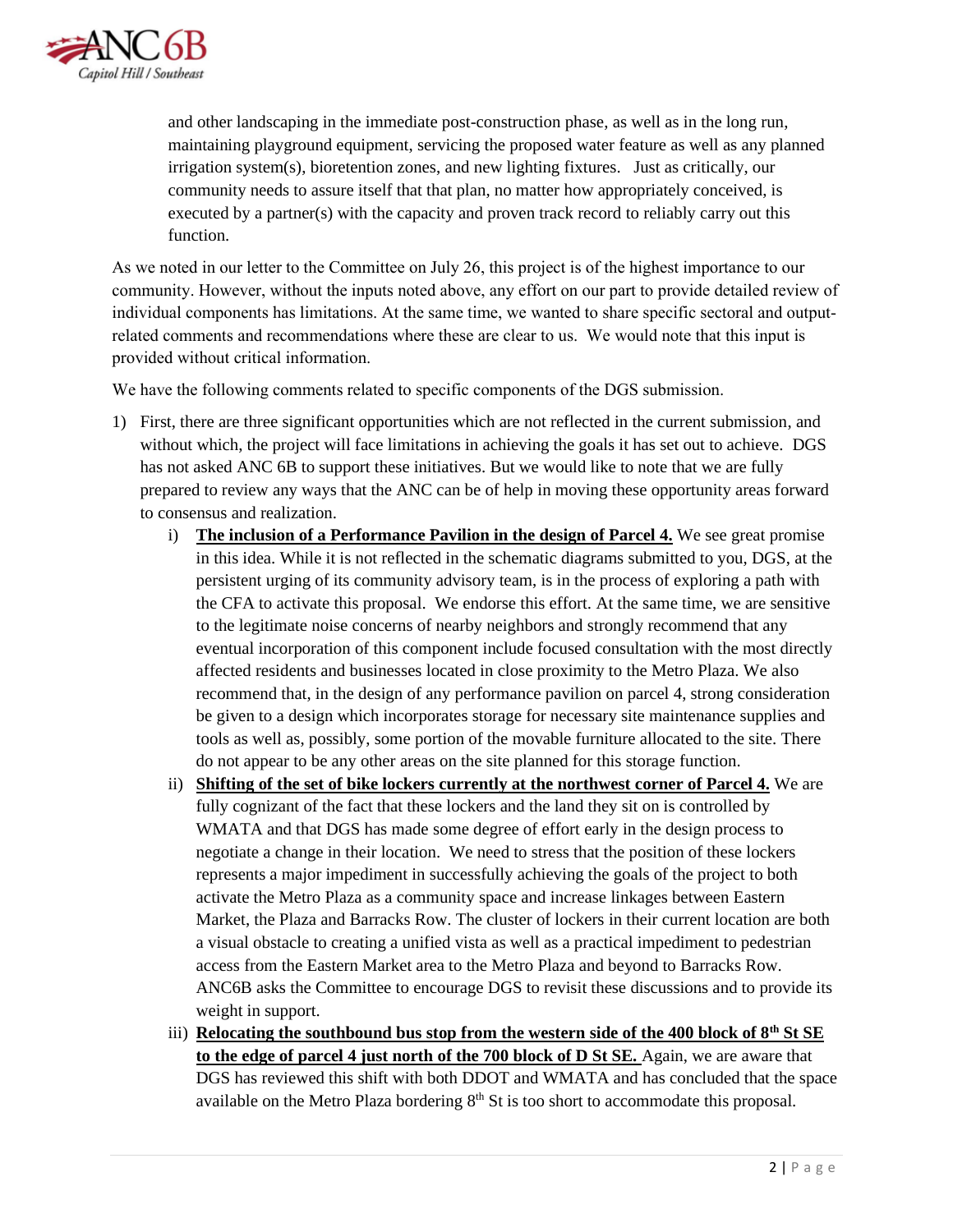and other landscaping in the immediate post-construction phase, as well as in the long run, maintaining playground equipment, servicing the proposed water feature as well as any planned irrigation system(s), bioretention zones, and new lighting fixtures. Just as critically, our community needs to assure itself that that plan, no matter how appropriately conceived, is executed by a partner(s) with the capacity and proven track record to reliably carry out this function.

As we noted in our letter to the Committee on July 26, this project is of the highest importance to our community. However, without the inputs noted above, any effort on our part to provide detailed review of individual components has limitations. At the same time, we wanted to share specific sectoral and output-related comments and recommendations where these are clear to us. We would note that this input is provided without critical information.

We have the following comments related to specific components of the DGS submission.

1) First, there are three significant opportunities which are not reflected in the current submission, and without which, the project will face limitations in achieving the goals it has set out to achieve. DGS has not asked ANC 6B to support these initiatives. But we would like to note that we are fully prepared to review any ways that the ANC can be of help in moving these opportunity areas forward to consensus and realization.

   i) **The inclusion of a Performance Pavilion in the design of Parcel 4.** We see great promise in this idea. While it is not reflected in the schematic diagrams submitted to you, DGS, at the persistent urging of its community advisory team, is in the process of exploring a path with the CFA to activate this proposal. We endorse this effort. At the same time, we are sensitive to the legitimate noise concerns of nearby neighbors and strongly recommend that any eventual incorporation of this component include focused consultation with the most directly affected residents and businesses located in close proximity to the Metro Plaza. We also recommend that, in the design of any performance pavilion on parcel 4, strong consideration be given to a design which incorporates storage for necessary site maintenance supplies and tools as well as, possibly, some portion of the movable furniture allocated to the site. There do not appear to be any other areas on the site planned for this storage function.

   ii) **Shifting of the set of bike lockers currently at the northwest corner of Parcel 4.** We are fully cognizant of the fact that these lockers and the land they sit on is controlled by WMATA and that DGS has made some degree of effort early in the design process to negotiate a change in their location. We need to stress that the position of these lockers represents a major impediment in successfully achieving the goals of the project to both activate the Metro Plaza as a community space and increase linkages between Eastern Market, the Plaza and Barracks Row. The cluster of lockers in their current location are both a visual obstacle to creating a unified vista as well as a practical impediment to pedestrian access from the Eastern Market area to the Metro Plaza and beyond to Barracks Row. ANC6B asks the Committee to encourage DGS to revisit these discussions and to provide its weight in support.

   iii) **Relocating the southbound bus stop from the western side of the 400 block of 8th St SE to the edge of parcel 4 just north of the 700 block of D St SE.** Again, we are aware that DGS has reviewed this shift with both DDOT and WMATA and has concluded that the space available on the Metro Plaza bordering 8th St is too short to accommodate this proposal.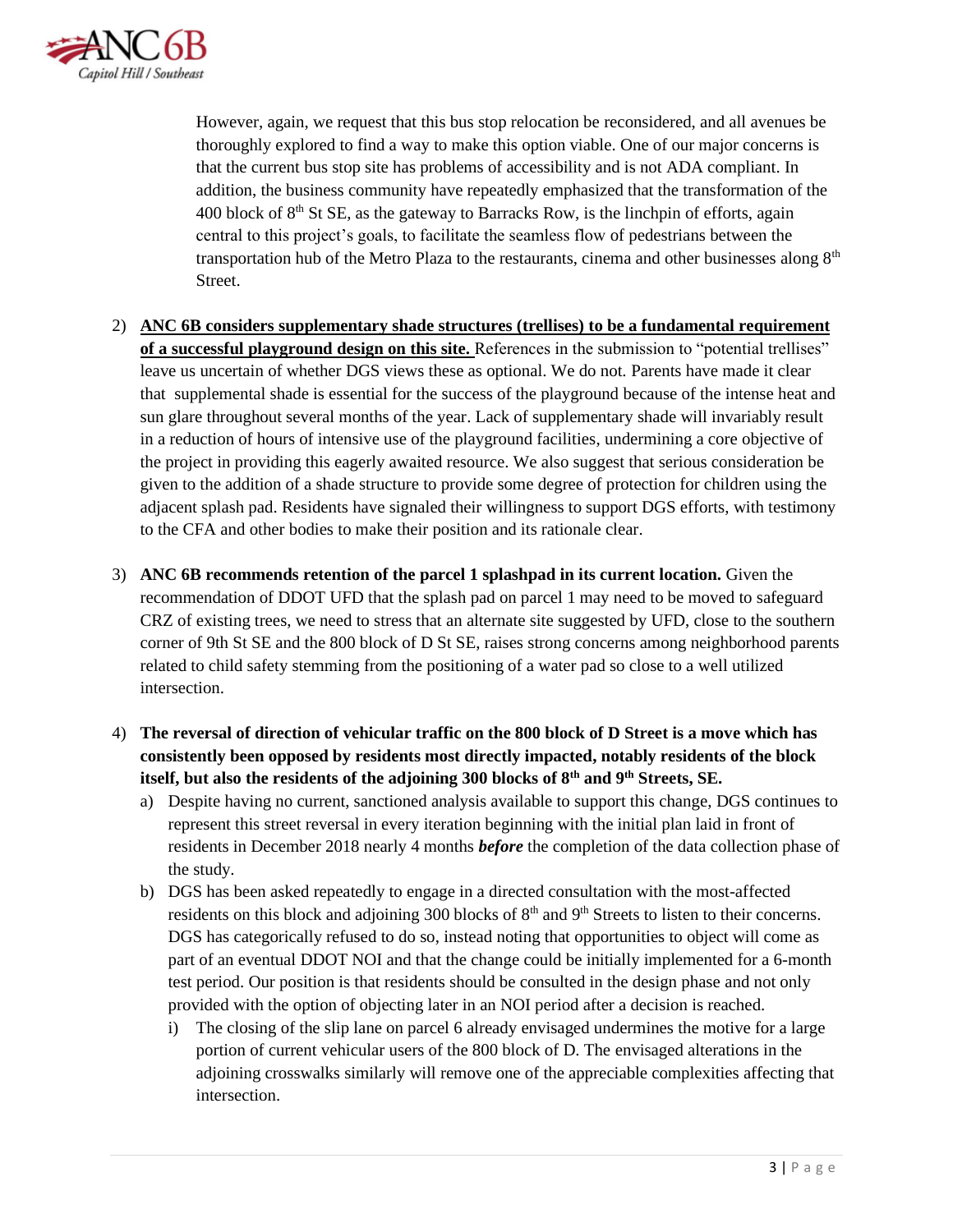However, again, we request that this bus stop relocation be reconsidered, and all avenues be thoroughly explored to find a way to make this option viable. One of our major concerns is that the current bus stop site has problems of accessibility and is not ADA compliant. In addition, the business community have repeatedly emphasized that the transformation of the 400 block of 8th St SE, as the gateway to Barracks Row, is the linchpin of efforts, again central to this project's goals, to facilitate the seamless flow of pedestrians between the transportation hub of the Metro Plaza to the restaurants, cinema and other businesses along 8th Street.

2) **ANC 6B considers supplementary shade structures (trellises) to be a fundamental requirement of a successful playground design on this site.** References in the submission to "potential trellises" leave us uncertain of whether DGS views these as optional. We do not. Parents have made it clear that supplemental shade is essential for the success of the playground because of the intense heat and sun glare throughout several months of the year. Lack of supplementary shade will invariably result in a reduction of hours of intensive use of the playground facilities, undermining a core objective of the project in providing this eagerly awaited resource. We also suggest that serious consideration be given to the addition of a shade structure to provide some degree of protection for children using the adjacent splash pad. Residents have signaled their willingness to support DGS efforts, with testimony to the CFA and other bodies to make their position and its rationale clear.

3) **ANC 6B recommends retention of the parcel 1 splashpad in its current location.** Given the recommendation of DDOT UFD that the splash pad on parcel 1 may need to be moved to safeguard CRZ of existing trees, we need to stress that an alternate site suggested by UFD, close to the southern corner of 9th St SE and the 800 block of D St SE, raises strong concerns among neighborhood parents related to child safety stemming from the positioning of a water pad so close to a well utilized intersection.

4) **The reversal of direction of vehicular traffic on the 800 block of D Street is a move which has consistently been opposed by residents most directly impacted, notably residents of the block itself, but also the residents of the adjoining 300 blocks of 8th and 9th Streets, SE.**
   a) Despite having no current, sanctioned analysis available to support this change, DGS continues to represent this street reversal in every iteration beginning with the initial plan laid in front of residents in December 2018 nearly 4 months ***before*** the completion of the data collection phase of the study.
   b) DGS has been asked repeatedly to engage in a directed consultation with the most-affected residents on this block and adjoining 300 blocks of 8th and 9th Streets to listen to their concerns. DGS has categorically refused to do so, instead noting that opportunities to object will come as part of an eventual DDOT NOI and that the change could be initially implemented for a 6-month test period. Our position is that residents should be consulted in the design phase and not only provided with the option of objecting later in an NOI period after a decision is reached.
      i) The closing of the slip lane on parcel 6 already envisaged undermines the motive for a large portion of current vehicular users of the 800 block of D. The envisaged alterations in the adjoining crosswalks similarly will remove one of the appreciable complexities affecting that intersection.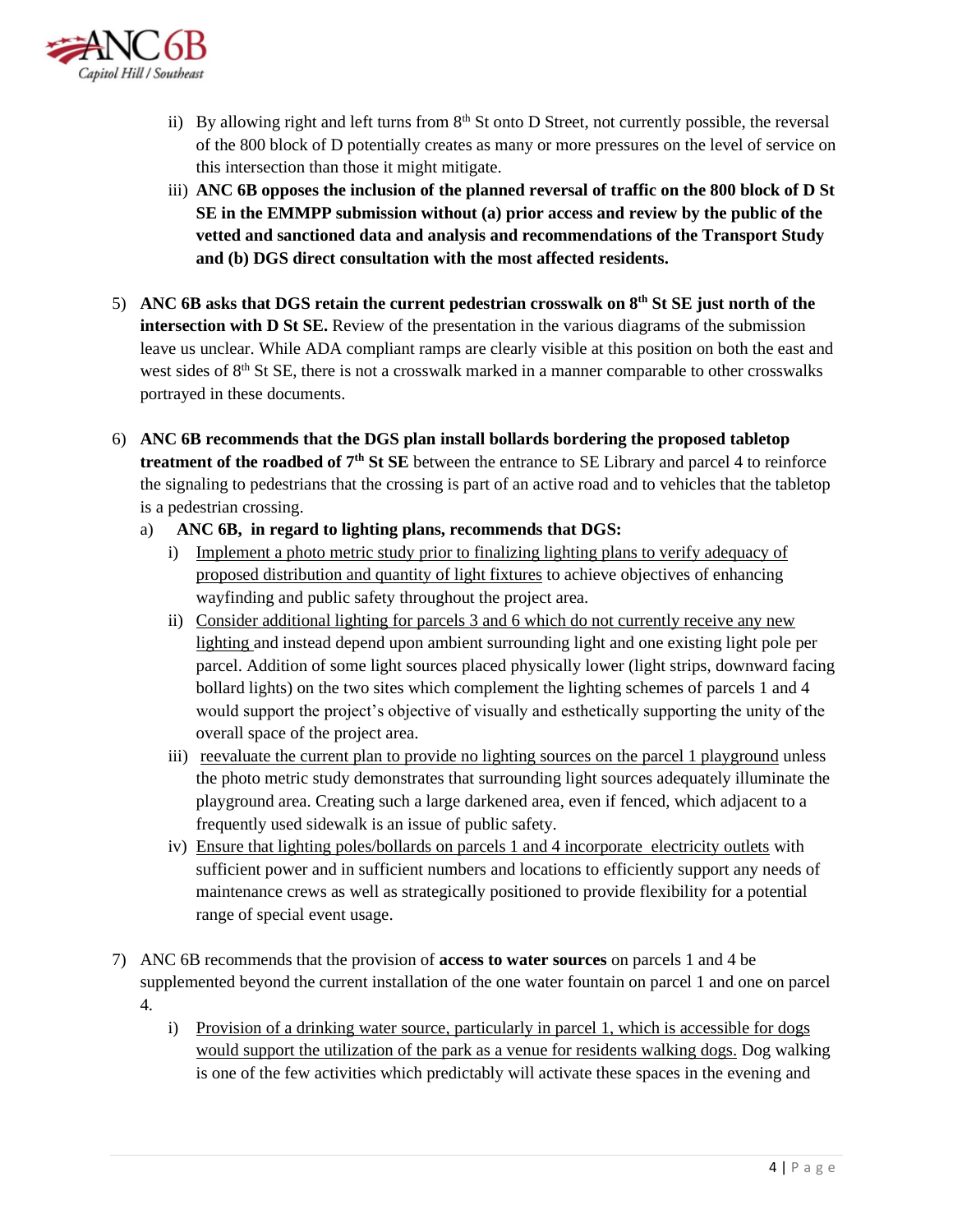ii) By allowing right and left turns from 8th St onto D Street, not currently possible, the reversal of the 800 block of D potentially creates as many or more pressures on the level of service on this intersection than those it might mitigate.

iii) **ANC 6B opposes the inclusion of the planned reversal of traffic on the 800 block of D St SE in the EMMPP submission without (a) prior access and review by the public of the vetted and sanctioned data and analysis and recommendations of the Transport Study and (b) DGS direct consultation with the most affected residents.**

5) **ANC 6B asks that DGS retain the current pedestrian crosswalk on 8th St SE just north of the intersection with D St SE.** Review of the presentation in the various diagrams of the submission leave us unclear. While ADA compliant ramps are clearly visible at this position on both the east and west sides of 8th St SE, there is not a crosswalk marked in a manner comparable to other crosswalks portrayed in these documents.

6) **ANC 6B recommends that the DGS plan install bollards bordering the proposed tabletop treatment of the roadbed of 7th St SE** between the entrance to SE Library and parcel 4 to reinforce the signaling to pedestrians that the crossing is part of an active road and to vehicles that the tabletop is a pedestrian crossing.

   a) **ANC 6B, in regard to lighting plans, recommends that DGS:**

      i) <u>Implement a photo metric study prior to finalizing lighting plans to verify adequacy of proposed distribution and quantity of light fixtures</u> to achieve objectives of enhancing wayfinding and public safety throughout the project area.

      ii) <u>Consider additional lighting for parcels 3 and 6 which do not currently receive any new lighting</u> and instead depend upon ambient surrounding light and one existing light pole per parcel. Addition of some light sources placed physically lower (light strips, downward facing bollard lights) on the two sites which complement the lighting schemes of parcels 1 and 4 would support the project's objective of visually and esthetically supporting the unity of the overall space of the project area.

      iii) <u>reevaluate the current plan to provide no lighting sources on the parcel 1 playground</u> unless the photo metric study demonstrates that surrounding light sources adequately illuminate the playground area. Creating such a large darkened area, even if fenced, which adjacent to a frequently used sidewalk is an issue of public safety.

      iv) <u>Ensure that lighting poles/bollards on parcels 1 and 4 incorporate electricity outlets</u> with sufficient power and in sufficient numbers and locations to efficiently support any needs of maintenance crews as well as strategically positioned to provide flexibility for a potential range of special event usage.

7) ANC 6B recommends that the provision of **access to water sources** on parcels 1 and 4 be supplemented beyond the current installation of the one water fountain on parcel 1 and one on parcel 4.

   i) <u>Provision of a drinking water source, particularly in parcel 1, which is accessible for dogs would support the utilization of the park as a venue for residents walking dogs.</u> Dog walking is one of the few activities which predictably will activate these spaces in the evening and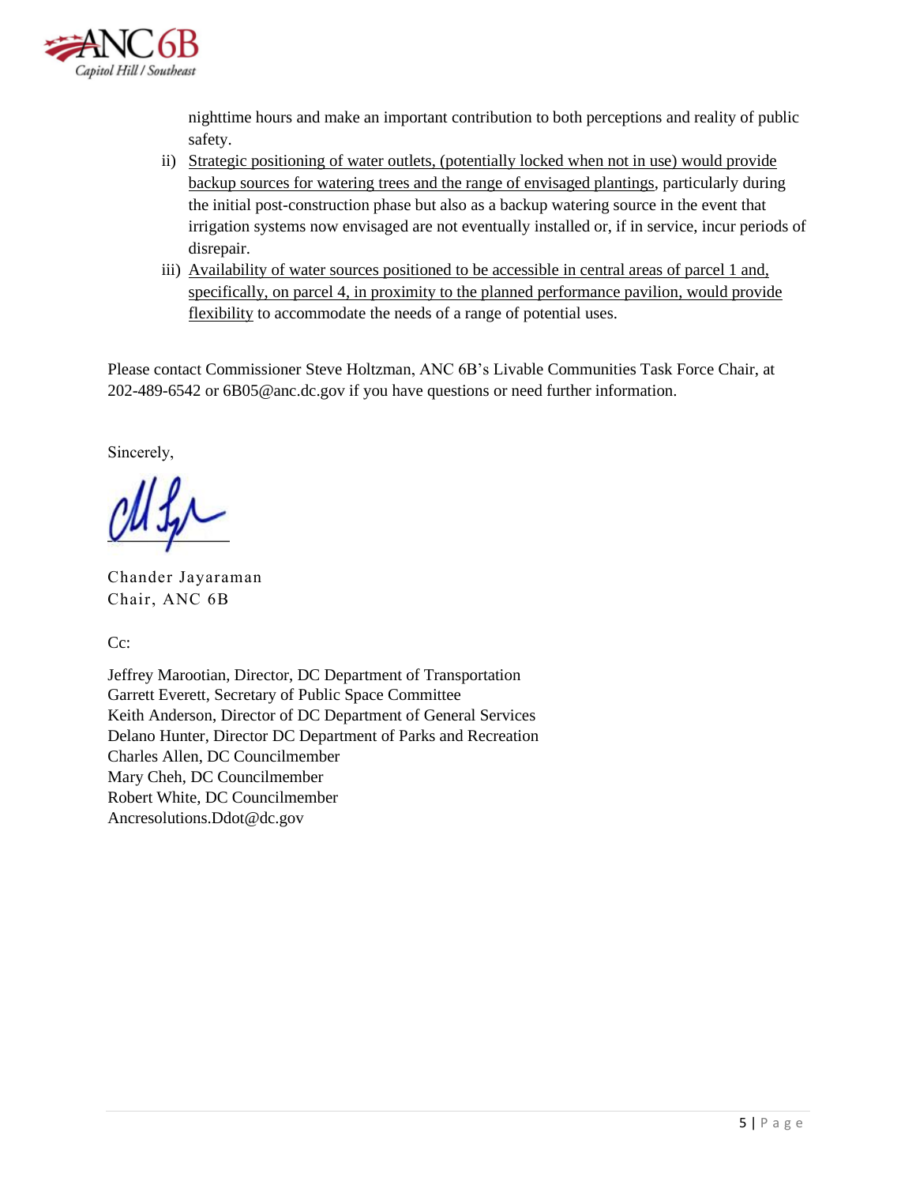nighttime hours and make an important contribution to both perceptions and reality of public safety.

ii) Strategic positioning of water outlets, (potentially locked when not in use) would provide backup sources for watering trees and the range of envisaged plantings, particularly during the initial post-construction phase but also as a backup watering source in the event that irrigation systems now envisaged are not eventually installed or, if in service, incur periods of disrepair.

iii) Availability of water sources positioned to be accessible in central areas of parcel 1 and, specifically, on parcel 4, in proximity to the planned performance pavilion, would provide flexibility to accommodate the needs of a range of potential uses.

Please contact Commissioner Steve Holtzman, ANC 6B's Livable Communities Task Force Chair, at 202-489-6542 or 6B05@anc.dc.gov if you have questions or need further information.

Sincerely,

Chander Jayaraman
Chair, ANC 6B

Cc:

Jeffrey Marootian, Director, DC Department of Transportation
Garrett Everett, Secretary of Public Space Committee
Keith Anderson, Director of DC Department of General Services
Delano Hunter, Director DC Department of Parks and Recreation
Charles Allen, DC Councilmember
Mary Cheh, DC Councilmember
Robert White, DC Councilmember
Ancresolutions.Ddot@dc.gov